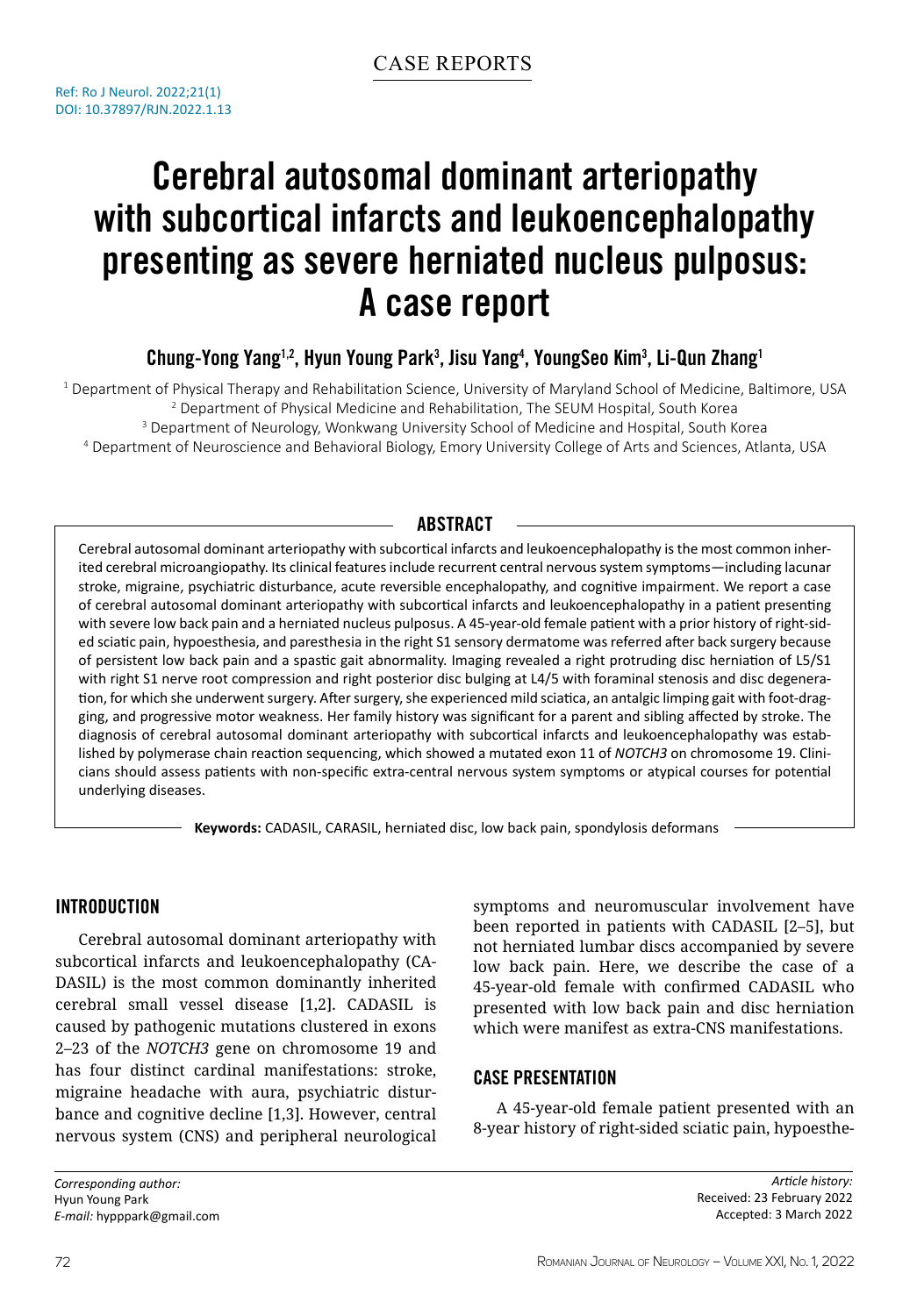CASE REPORTS

Ref: Ro J Neurol. 2022;21(1)
DOI: 10.37897/RJN.2022.1.13

# Cerebral autosomal dominant arteriopathy with subcortical infarcts and leukoencephalopathy presenting as severe herniated nucleus pulposus: A case report

**Chung-Yong Yang[1,2], Hyun Young Park[3], Jisu Yang[4], YoungSeo Kim[3], Li-Qun Zhang[1]**

[1] Department of Physical Therapy and Rehabilitation Science, University of Maryland School of Medicine, Baltimore, USA
[2] Department of Physical Medicine and Rehabilitation, The SEUM Hospital, South Korea
[3] Department of Neurology, Wonkwang University School of Medicine and Hospital, South Korea
[4] Department of Neuroscience and Behavioral Biology, Emory University College of Arts and Sciences, Atlanta, USA

## ABSTRACT

Cerebral autosomal dominant arteriopathy with subcortical infarcts and leukoencephalopathy is the most common inherited cerebral microangiopathy. Its clinical features include recurrent central nervous system symptoms—including lacunar stroke, migraine, psychiatric disturbance, acute reversible encephalopathy, and cognitive impairment. We report a case of cerebral autosomal dominant arteriopathy with subcortical infarcts and leukoencephalopathy in a patient presenting with severe low back pain and a herniated nucleus pulposus. A 45-year-old female patient with a prior history of right-sided sciatic pain, hypoesthesia, and paresthesia in the right S1 sensory dermatome was referred after back surgery because of persistent low back pain and a spastic gait abnormality. Imaging revealed a right protruding disc herniation of L5/S1 with right S1 nerve root compression and right posterior disc bulging at L4/5 with foraminal stenosis and disc degeneration, for which she underwent surgery. After surgery, she experienced mild sciatica, an antalgic limping gait with foot-dragging, and progressive motor weakness. Her family history was significant for a parent and sibling affected by stroke. The diagnosis of cerebral autosomal dominant arteriopathy with subcortical infarcts and leukoencephalopathy was established by polymerase chain reaction sequencing, which showed a mutated exon 11 of *NOTCH3* on chromosome 19. Clinicians should assess patients with non-specific extra-central nervous system symptoms or atypical courses for potential underlying diseases.

**Keywords:** CADASIL, CARASIL, herniated disc, low back pain, spondylosis deformans

## INTRODUCTION

Cerebral autosomal dominant arteriopathy with subcortical infarcts and leukoencephalopathy (CADASIL) is the most common dominantly inherited cerebral small vessel disease [1,2]. CADASIL is caused by pathogenic mutations clustered in exons 2–23 of the *NOTCH3* gene on chromosome 19 and has four distinct cardinal manifestations: stroke, migraine headache with aura, psychiatric disturbance and cognitive decline [1,3]. However, central nervous system (CNS) and peripheral neurological symptoms and neuromuscular involvement have been reported in patients with CADASIL [2–5], but not herniated lumbar discs accompanied by severe low back pain. Here, we describe the case of a 45-year-old female with confirmed CADASIL who presented with low back pain and disc herniation which were manifest as extra-CNS manifestations.

## CASE PRESENTATION

A 45-year-old female patient presented with an 8-year history of right-sided sciatic pain, hypoesthe-

*Corresponding author:*
Hyun Young Park
*E-mail:* hypppark@gmail.com

*Article history:*
Received: 23 February 2022
Accepted: 3 March 2022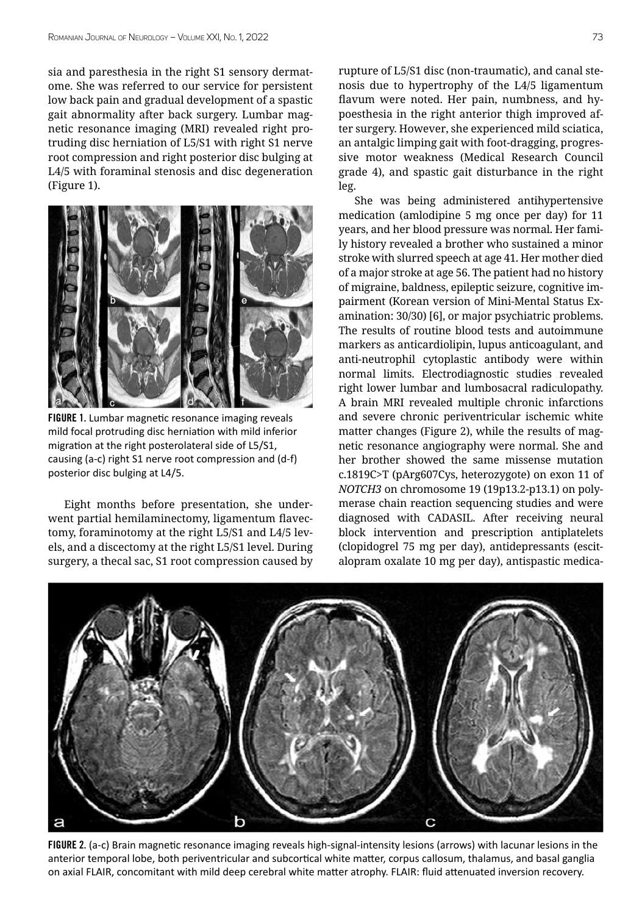sia and paresthesia in the right S1 sensory dermatome. She was referred to our service for persistent low back pain and gradual development of a spastic gait abnormality after back surgery. Lumbar magnetic resonance imaging (MRI) revealed right protruding disc herniation of L5/S1 with right S1 nerve root compression and right posterior disc bulging at L4/5 with foraminal stenosis and disc degeneration (Figure 1).

**FIGURE 1.** Lumbar magnetic resonance imaging reveals mild focal protruding disc herniation with mild inferior migration at the right posterolateral side of L5/S1, causing (a-c) right S1 nerve root compression and (d-f) posterior disc bulging at L4/5.

Eight months before presentation, she underwent partial hemilaminectomy, ligamentum flavectomy, foraminotomy at the right L5/S1 and L4/5 levels, and a discectomy at the right L5/S1 level. During surgery, a thecal sac, S1 root compression caused by rupture of L5/S1 disc (non-traumatic), and canal stenosis due to hypertrophy of the L4/5 ligamentum flavum were noted. Her pain, numbness, and hypoesthesia in the right anterior thigh improved after surgery. However, she experienced mild sciatica, an antalgic limping gait with foot-dragging, progressive motor weakness (Medical Research Council grade 4), and spastic gait disturbance in the right leg.

She was being administered antihypertensive medication (amlodipine 5 mg once per day) for 11 years, and her blood pressure was normal. Her family history revealed a brother who sustained a minor stroke with slurred speech at age 41. Her mother died of a major stroke at age 56. The patient had no history of migraine, baldness, epileptic seizure, cognitive impairment (Korean version of Mini-Mental Status Examination: 30/30) [6], or major psychiatric problems. The results of routine blood tests and autoimmune markers as anticardiolipin, lupus anticoagulant, and anti-neutrophil cytoplastic antibody were within normal limits. Electrodiagnostic studies revealed right lower lumbar and lumbosacral radiculopathy. A brain MRI revealed multiple chronic infarctions and severe chronic periventricular ischemic white matter changes (Figure 2), while the results of magnetic resonance angiography were normal. She and her brother showed the same missense mutation c.1819C>T (pArg607Cys, heterozygote) on exon 11 of *NOTCH3* on chromosome 19 (19p13.2-p13.1) on polymerase chain reaction sequencing studies and were diagnosed with CADASIL. After receiving neural block intervention and prescription antiplatelets (clopidogrel 75 mg per day), antidepressants (escitalopram oxalate 10 mg per day), antispastic medica-

**FIGURE 2.** (a-c) Brain magnetic resonance imaging reveals high-signal-intensity lesions (arrows) with lacunar lesions in the anterior temporal lobe, both periventricular and subcortical white matter, corpus callosum, thalamus, and basal ganglia on axial FLAIR, concomitant with mild deep cerebral white matter atrophy. FLAIR: fluid attenuated inversion recovery.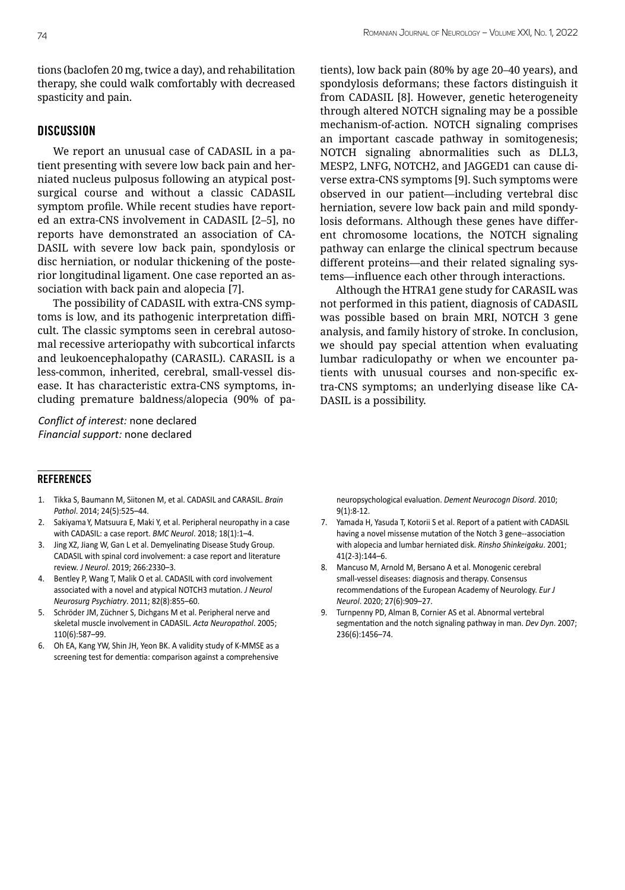tions (baclofen 20 mg, twice a day), and rehabilitation therapy, she could walk comfortably with decreased spasticity and pain.

## DISCUSSION

We report an unusual case of CADASIL in a patient presenting with severe low back pain and herniated nucleus pulposus following an atypical post-surgical course and without a classic CADASIL symptom profile. While recent studies have reported an extra-CNS involvement in CADASIL [2–5], no reports have demonstrated an association of CADASIL with severe low back pain, spondylosis or disc herniation, or nodular thickening of the posterior longitudinal ligament. One case reported an association with back pain and alopecia [7].

The possibility of CADASIL with extra-CNS symptoms is low, and its pathogenic interpretation difficult. The classic symptoms seen in cerebral autosomal recessive arteriopathy with subcortical infarcts and leukoencephalopathy (CARASIL). CARASIL is a less-common, inherited, cerebral, small-vessel disease. It has characteristic extra-CNS symptoms, including premature baldness/alopecia (90% of patients), low back pain (80% by age 20–40 years), and spondylosis deformans; these factors distinguish it from CADASIL [8]. However, genetic heterogeneity through altered NOTCH signaling may be a possible mechanism-of-action. NOTCH signaling comprises an important cascade pathway in somitogenesis; NOTCH signaling abnormalities such as DLL3, MESP2, LNFG, NOTCH2, and JAGGED1 can cause diverse extra-CNS symptoms [9]. Such symptoms were observed in our patient—including vertebral disc herniation, severe low back pain and mild spondylosis deformans. Although these genes have different chromosome locations, the NOTCH signaling pathway can enlarge the clinical spectrum because different proteins—and their related signaling systems—influence each other through interactions.

Although the HTRA1 gene study for CARASIL was not performed in this patient, diagnosis of CADASIL was possible based on brain MRI, NOTCH 3 gene analysis, and family history of stroke. In conclusion, we should pay special attention when evaluating lumbar radiculopathy or when we encounter patients with unusual courses and non-specific extra-CNS symptoms; an underlying disease like CADASIL is a possibility.

*Conflict of interest:* none declared
*Financial support:* none declared

## REFERENCES

1. Tikka S, Baumann M, Siitonen M, et al. CADASIL and CARASIL. *Brain Pathol*. 2014; 24(5):525–44.
2. Sakiyama Y, Matsuura E, Maki Y, et al. Peripheral neuropathy in a case with CADASIL: a case report. *BMC Neurol*. 2018; 18(1):1–4.
3. Jing XZ, Jiang W, Gan L et al. Demyelinating Disease Study Group. CADASIL with spinal cord involvement: a case report and literature review. *J Neurol*. 2019; 266:2330–3.
4. Bentley P, Wang T, Malik O et al. CADASIL with cord involvement associated with a novel and atypical NOTCH3 mutation. *J Neurol Neurosurg Psychiatry*. 2011; 82(8):855–60.
5. Schröder JM, Züchner S, Dichgans M et al. Peripheral nerve and skeletal muscle involvement in CADASIL. *Acta Neuropathol*. 2005; 110(6):587–99.
6. Oh EA, Kang YW, Shin JH, Yeon BK. A validity study of K-MMSE as a screening test for dementia: comparison against a comprehensive neuropsychological evaluation. *Dement Neurocogn Disord*. 2010; 9(1):8-12.
7. Yamada H, Yasuda T, Kotorii S et al. Report of a patient with CADASIL having a novel missense mutation of the Notch 3 gene--association with alopecia and lumbar herniated disk. *Rinsho Shinkeigaku*. 2001; 41(2-3):144–6.
8. Mancuso M, Arnold M, Bersano A et al. Monogenic cerebral small-vessel diseases: diagnosis and therapy. Consensus recommendations of the European Academy of Neurology. *Eur J Neurol*. 2020; 27(6):909–27.
9. Turnpenny PD, Alman B, Cornier AS et al. Abnormal vertebral segmentation and the notch signaling pathway in man. *Dev Dyn*. 2007; 236(6):1456–74.